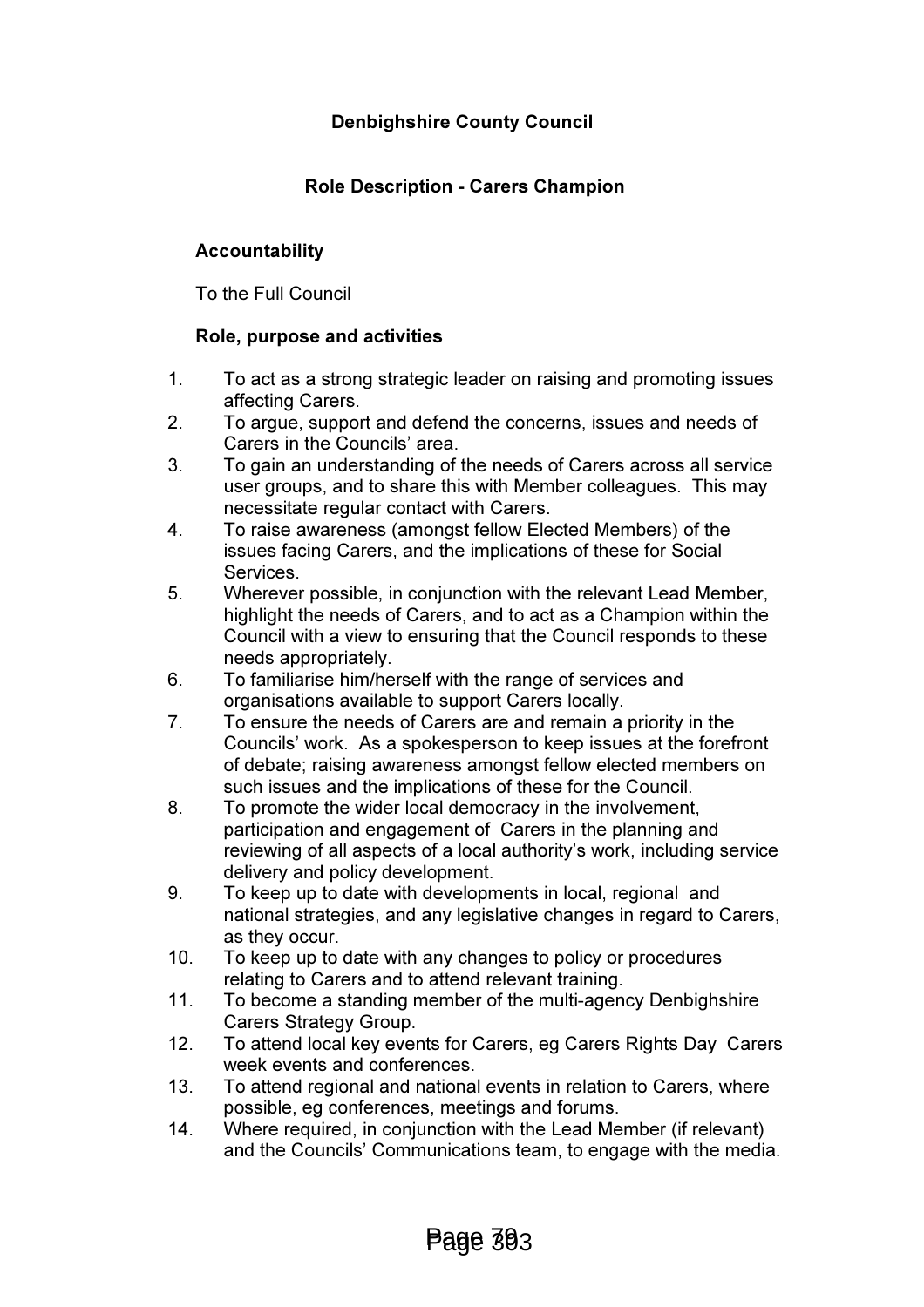**Denbighshire County Council**

**Role Description - Carers Champion**

**Accountability**

To the Full Council

**Role, purpose and activities**

1. To act as a strong strategic leader on raising and promoting issues affecting Carers.
2. To argue, support and defend the concerns, issues and needs of Carers in the Councils' area.
3. To gain an understanding of the needs of Carers across all service user groups, and to share this with Member colleagues. This may necessitate regular contact with Carers.
4. To raise awareness (amongst fellow Elected Members) of the issues facing Carers, and the implications of these for Social Services.
5. Wherever possible, in conjunction with the relevant Lead Member, highlight the needs of Carers, and to act as a Champion within the Council with a view to ensuring that the Council responds to these needs appropriately.
6. To familiarise him/herself with the range of services and organisations available to support Carers locally.
7. To ensure the needs of Carers are and remain a priority in the Councils' work. As a spokesperson to keep issues at the forefront of debate; raising awareness amongst fellow elected members on such issues and the implications of these for the Council.
8. To promote the wider local democracy in the involvement, participation and engagement of Carers in the planning and reviewing of all aspects of a local authority's work, including service delivery and policy development.
9. To keep up to date with developments in local, regional and national strategies, and any legislative changes in regard to Carers, as they occur.
10. To keep up to date with any changes to policy or procedures relating to Carers and to attend relevant training.
11. To become a standing member of the multi-agency Denbighshire Carers Strategy Group.
12. To attend local key events for Carers, eg Carers Rights Day Carers week events and conferences.
13. To attend regional and national events in relation to Carers, where possible, eg conferences, meetings and forums.
14. Where required, in conjunction with the Lead Member (if relevant) and the Councils' Communications team, to engage with the media.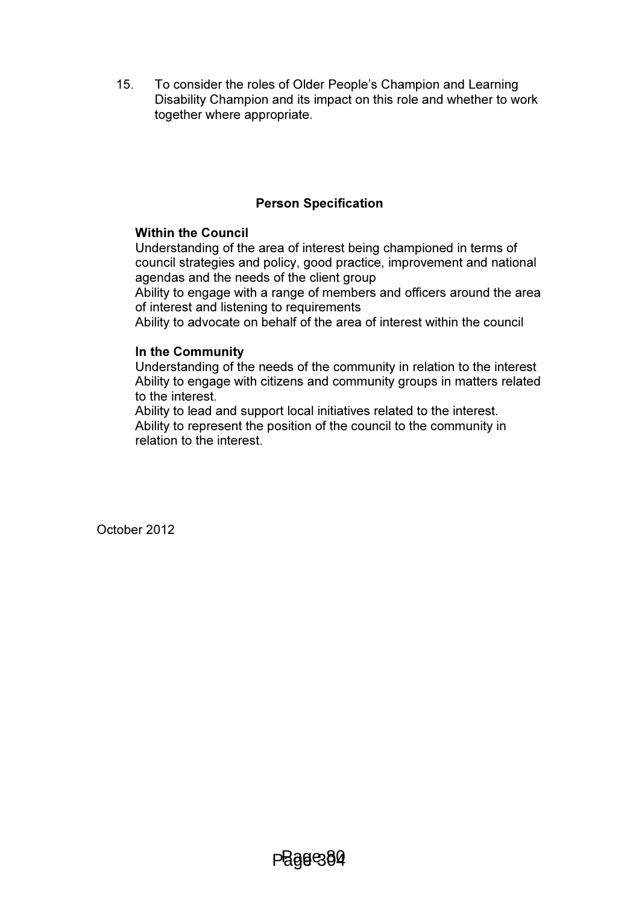15. To consider the roles of Older People's Champion and Learning Disability Champion and its impact on this role and whether to work together where appropriate.

## Person Specification

**Within the Council**

Understanding of the area of interest being championed in terms of council strategies and policy, good practice, improvement and national agendas and the needs of the client group

Ability to engage with a range of members and officers around the area of interest and listening to requirements

Ability to advocate on behalf of the area of interest within the council

**In the Community**

Understanding of the needs of the community in relation to the interest

Ability to engage with citizens and community groups in matters related to the interest.

Ability to lead and support local initiatives related to the interest.

Ability to represent the position of the council to the community in relation to the interest.

October 2012